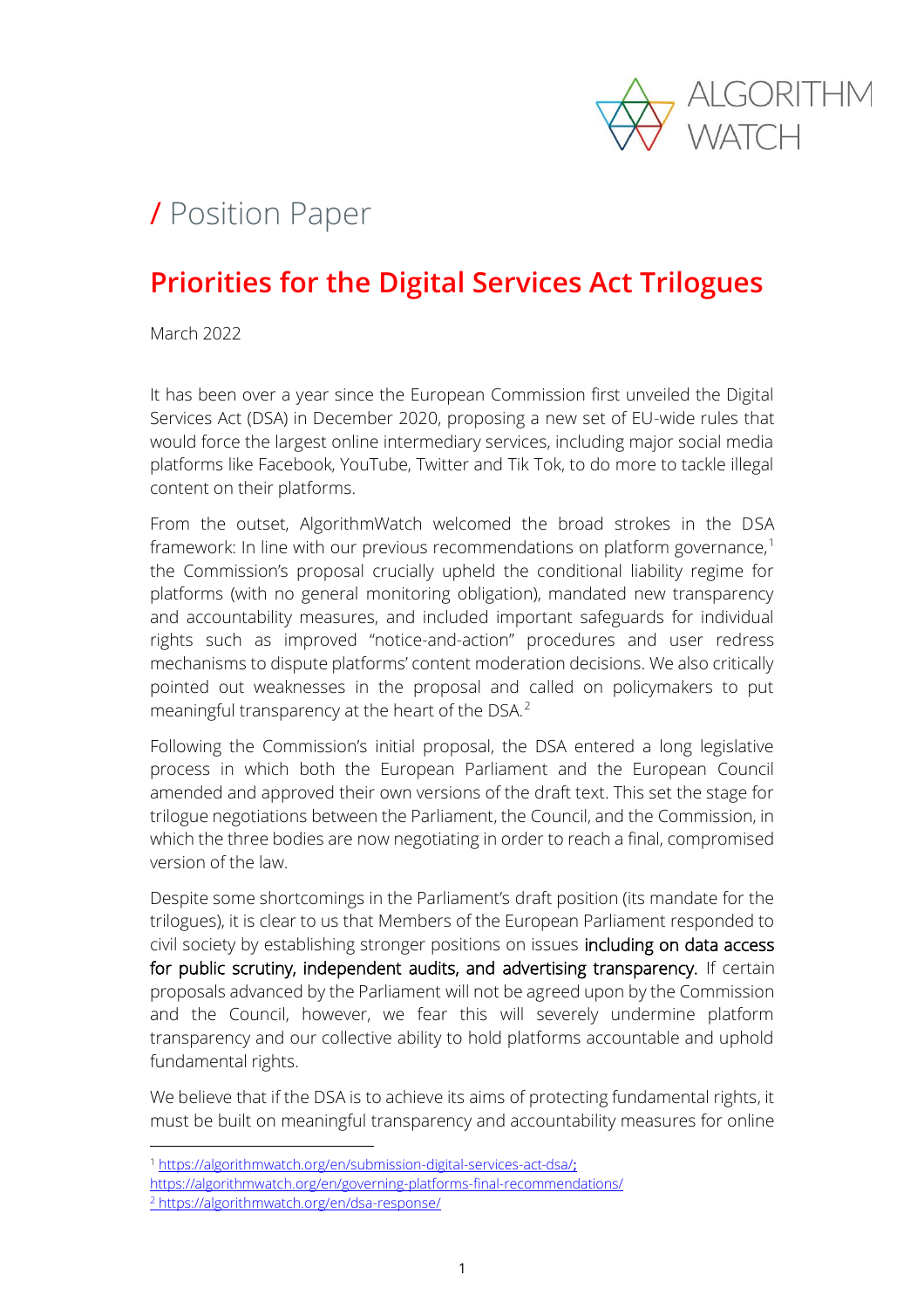ALGORITHM WATCH

/ Position Paper

# Priorities for the Digital Services Act Trilogues

March 2022

It has been over a year since the European Commission first unveiled the Digital Services Act (DSA) in December 2020, proposing a new set of EU-wide rules that would force the largest online intermediary services, including major social media platforms like Facebook, YouTube, Twitter and Tik Tok, to do more to tackle illegal content on their platforms.

From the outset, AlgorithmWatch welcomed the broad strokes in the DSA framework: In line with our previous recommendations on platform governance,[1] the Commission's proposal crucially upheld the conditional liability regime for platforms (with no general monitoring obligation), mandated new transparency and accountability measures, and included important safeguards for individual rights such as improved "notice-and-action" procedures and user redress mechanisms to dispute platforms' content moderation decisions. We also critically pointed out weaknesses in the proposal and called on policymakers to put meaningful transparency at the heart of the DSA.[2]

Following the Commission's initial proposal, the DSA entered a long legislative process in which both the European Parliament and the European Council amended and approved their own versions of the draft text. This set the stage for trilogue negotiations between the Parliament, the Council, and the Commission, in which the three bodies are now negotiating in order to reach a final, compromised version of the law.

Despite some shortcomings in the Parliament's draft position (its mandate for the trilogues), it is clear to us that Members of the European Parliament responded to civil society by establishing stronger positions on issues including on data access for public scrutiny, independent audits, and advertising transparency. If certain proposals advanced by the Parliament will not be agreed upon by the Commission and the Council, however, we fear this will severely undermine platform transparency and our collective ability to hold platforms accountable and uphold fundamental rights.

We believe that if the DSA is to achieve its aims of protecting fundamental rights, it must be built on meaningful transparency and accountability measures for online

[1] https://algorithmwatch.org/en/submission-digital-services-act-dsa/; https://algorithmwatch.org/en/governing-platforms-final-recommendations/

[2] https://algorithmwatch.org/en/dsa-response/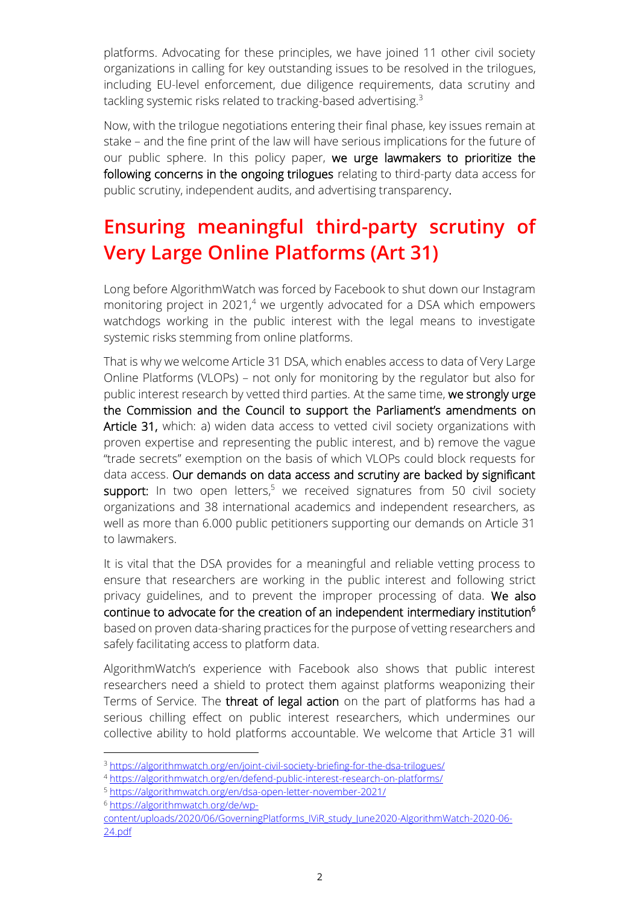platforms. Advocating for these principles, we have joined 11 other civil society organizations in calling for key outstanding issues to be resolved in the trilogues, including EU-level enforcement, due diligence requirements, data scrutiny and tackling systemic risks related to tracking-based advertising.[3]

Now, with the trilogue negotiations entering their final phase, key issues remain at stake – and the fine print of the law will have serious implications for the future of our public sphere. In this policy paper, **we urge lawmakers to prioritize the following concerns in the ongoing trilogues** relating to third-party data access for public scrutiny, independent audits, and advertising transparency.

## Ensuring meaningful third-party scrutiny of Very Large Online Platforms (Art 31)

Long before AlgorithmWatch was forced by Facebook to shut down our Instagram monitoring project in 2021,[4] we urgently advocated for a DSA which empowers watchdogs working in the public interest with the legal means to investigate systemic risks stemming from online platforms.

That is why we welcome Article 31 DSA, which enables access to data of Very Large Online Platforms (VLOPs) – not only for monitoring by the regulator but also for public interest research by vetted third parties. At the same time, **we strongly urge the Commission and the Council to support the Parliament's amendments on Article 31,** which: a) widen data access to vetted civil society organizations with proven expertise and representing the public interest, and b) remove the vague "trade secrets" exemption on the basis of which VLOPs could block requests for data access. **Our demands on data access and scrutiny are backed by significant support:** In two open letters,[5] we received signatures from 50 civil society organizations and 38 international academics and independent researchers, as well as more than 6.000 public petitioners supporting our demands on Article 31 to lawmakers.

It is vital that the DSA provides for a meaningful and reliable vetting process to ensure that researchers are working in the public interest and following strict privacy guidelines, and to prevent the improper processing of data. **We also continue to advocate for the creation of an independent intermediary institution**[6] based on proven data-sharing practices for the purpose of vetting researchers and safely facilitating access to platform data.

AlgorithmWatch's experience with Facebook also shows that public interest researchers need a shield to protect them against platforms weaponizing their Terms of Service. The **threat of legal action** on the part of platforms has had a serious chilling effect on public interest researchers, which undermines our collective ability to hold platforms accountable. We welcome that Article 31 will

---

[3] https://algorithmwatch.org/en/joint-civil-society-briefing-for-the-dsa-trilogues/

[4] https://algorithmwatch.org/en/defend-public-interest-research-on-platforms/

[5] https://algorithmwatch.org/en/dsa-open-letter-november-2021/

[6] https://algorithmwatch.org/de/wp-content/uploads/2020/06/GoverningPlatforms_IViR_study_June2020-AlgorithmWatch-2020-06-24.pdf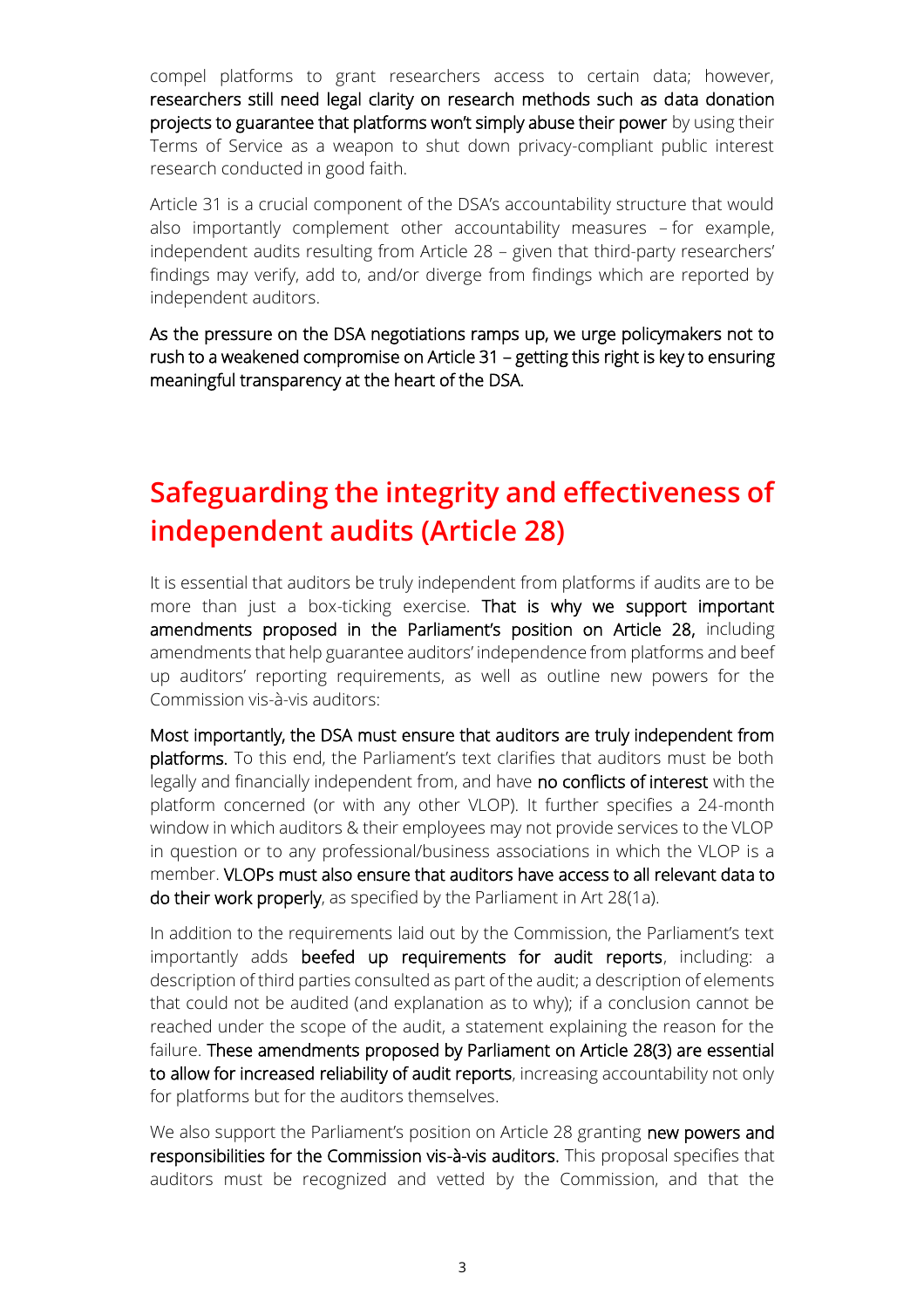compel platforms to grant researchers access to certain data; however, **researchers still need legal clarity on research methods such as data donation projects to guarantee that platforms won't simply abuse their power** by using their Terms of Service as a weapon to shut down privacy-compliant public interest research conducted in good faith.

Article 31 is a crucial component of the DSA's accountability structure that would also importantly complement other accountability measures – for example, independent audits resulting from Article 28 – given that third-party researchers' findings may verify, add to, and/or diverge from findings which are reported by independent auditors.

**As the pressure on the DSA negotiations ramps up, we urge policymakers not to rush to a weakened compromise on Article 31 – getting this right is key to ensuring meaningful transparency at the heart of the DSA.**

## Safeguarding the integrity and effectiveness of independent audits (Article 28)

It is essential that auditors be truly independent from platforms if audits are to be more than just a box-ticking exercise. **That is why we support important amendments proposed in the Parliament's position on Article 28,** including amendments that help guarantee auditors' independence from platforms and beef up auditors' reporting requirements, as well as outline new powers for the Commission vis-à-vis auditors:

**Most importantly, the DSA must ensure that auditors are truly independent from platforms.** To this end, the Parliament's text clarifies that auditors must be both legally and financially independent from, and have **no conflicts of interest** with the platform concerned (or with any other VLOP). It further specifies a 24-month window in which auditors & their employees may not provide services to the VLOP in question or to any professional/business associations in which the VLOP is a member. **VLOPs must also ensure that auditors have access to all relevant data to do their work properly**, as specified by the Parliament in Art 28(1a).

In addition to the requirements laid out by the Commission, the Parliament's text importantly adds **beefed up requirements for audit reports**, including: a description of third parties consulted as part of the audit; a description of elements that could not be audited (and explanation as to why); if a conclusion cannot be reached under the scope of the audit, a statement explaining the reason for the failure. **These amendments proposed by Parliament on Article 28(3) are essential to allow for increased reliability of audit reports**, increasing accountability not only for platforms but for the auditors themselves.

We also support the Parliament's position on Article 28 granting **new powers and responsibilities for the Commission vis-à-vis auditors.** This proposal specifies that auditors must be recognized and vetted by the Commission, and that the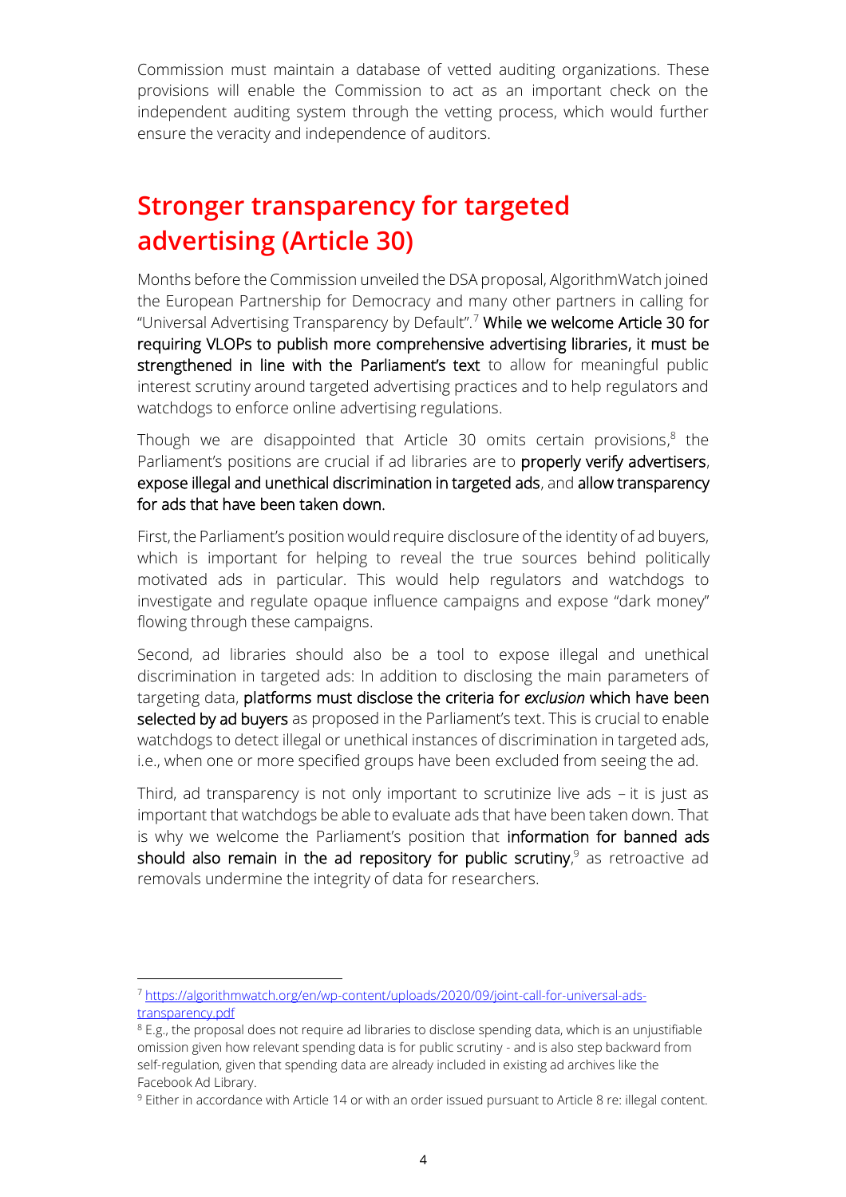Commission must maintain a database of vetted auditing organizations. These provisions will enable the Commission to act as an important check on the independent auditing system through the vetting process, which would further ensure the veracity and independence of auditors.

## Stronger transparency for targeted advertising (Article 30)

Months before the Commission unveiled the DSA proposal, AlgorithmWatch joined the European Partnership for Democracy and many other partners in calling for "Universal Advertising Transparency by Default".[7] **While we welcome Article 30 for requiring VLOPs to publish more comprehensive advertising libraries, it must be strengthened in line with the Parliament's text** to allow for meaningful public interest scrutiny around targeted advertising practices and to help regulators and watchdogs to enforce online advertising regulations.

Though we are disappointed that Article 30 omits certain provisions,[8] the Parliament's positions are crucial if ad libraries are to **properly verify advertisers**, **expose illegal and unethical discrimination in targeted ads**, and **allow transparency for ads that have been taken down.**

First, the Parliament's position would require disclosure of the identity of ad buyers, which is important for helping to reveal the true sources behind politically motivated ads in particular. This would help regulators and watchdogs to investigate and regulate opaque influence campaigns and expose "dark money" flowing through these campaigns.

Second, ad libraries should also be a tool to expose illegal and unethical discrimination in targeted ads: In addition to disclosing the main parameters of targeting data, **platforms must disclose the criteria for *exclusion* which have been selected by ad buyers** as proposed in the Parliament's text. This is crucial to enable watchdogs to detect illegal or unethical instances of discrimination in targeted ads, i.e., when one or more specified groups have been excluded from seeing the ad.

Third, ad transparency is not only important to scrutinize live ads – it is just as important that watchdogs be able to evaluate ads that have been taken down. That is why we welcome the Parliament's position that **information for banned ads should also remain in the ad repository for public scrutiny**,[9] as retroactive ad removals undermine the integrity of data for researchers.

---

[7] https://algorithmwatch.org/en/wp-content/uploads/2020/09/joint-call-for-universal-ads-transparency.pdf

[8] E.g., the proposal does not require ad libraries to disclose spending data, which is an unjustifiable omission given how relevant spending data is for public scrutiny - and is also step backward from self-regulation, given that spending data are already included in existing ad archives like the Facebook Ad Library.

[9] Either in accordance with Article 14 or with an order issued pursuant to Article 8 re: illegal content.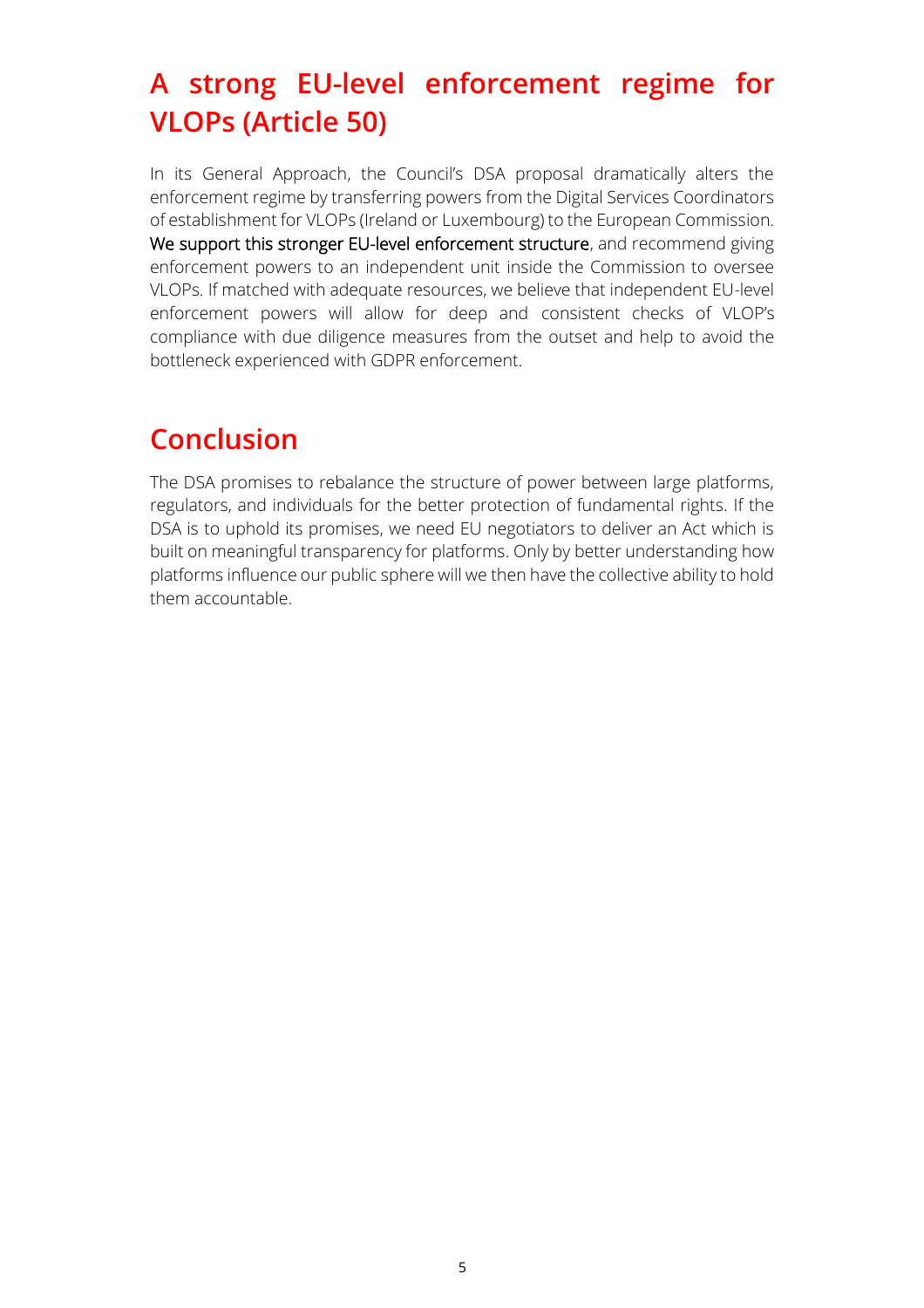## A strong EU-level enforcement regime for VLOPs (Article 50)

In its General Approach, the Council's DSA proposal dramatically alters the enforcement regime by transferring powers from the Digital Services Coordinators of establishment for VLOPs (Ireland or Luxembourg) to the European Commission. **We support this stronger EU-level enforcement structure**, and recommend giving enforcement powers to an independent unit inside the Commission to oversee VLOPs. If matched with adequate resources, we believe that independent EU-level enforcement powers will allow for deep and consistent checks of VLOP's compliance with due diligence measures from the outset and help to avoid the bottleneck experienced with GDPR enforcement.

## Conclusion

The DSA promises to rebalance the structure of power between large platforms, regulators, and individuals for the better protection of fundamental rights. If the DSA is to uphold its promises, we need EU negotiators to deliver an Act which is built on meaningful transparency for platforms. Only by better understanding how platforms influence our public sphere will we then have the collective ability to hold them accountable.